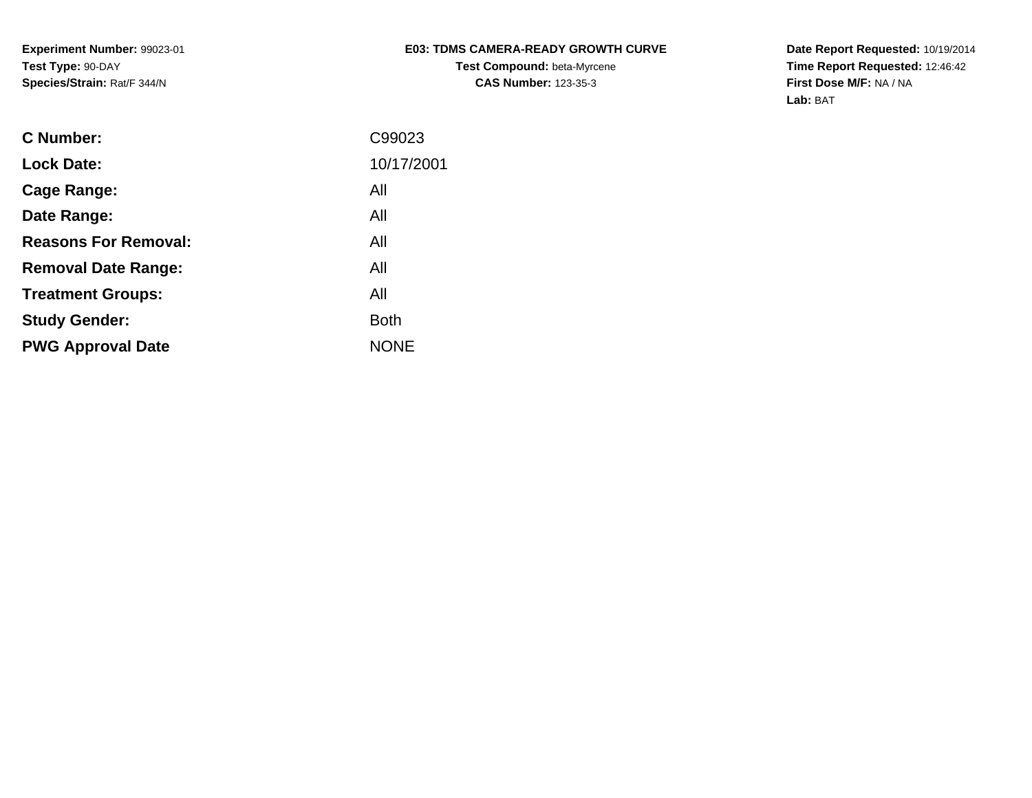**Experiment Number:** 99023-01
**Test Type:** 90-DAY
**Species/Strain:** Rat/F 344/N

**E03: TDMS CAMERA-READY GROWTH CURVE**
**Test Compound:** beta-Myrcene
**CAS Number:** 123-35-3

**Date Report Requested:** 10/19/2014
**Time Report Requested:** 12:46:42
**First Dose M/F:** NA / NA
**Lab:** BAT

| | |
|---|---|
| **C Number:** | C99023 |
| **Lock Date:** | 10/17/2001 |
| **Cage Range:** | All |
| **Date Range:** | All |
| **Reasons For Removal:** | All |
| **Removal Date Range:** | All |
| **Treatment Groups:** | All |
| **Study Gender:** | Both |
| **PWG Approval Date** | NONE |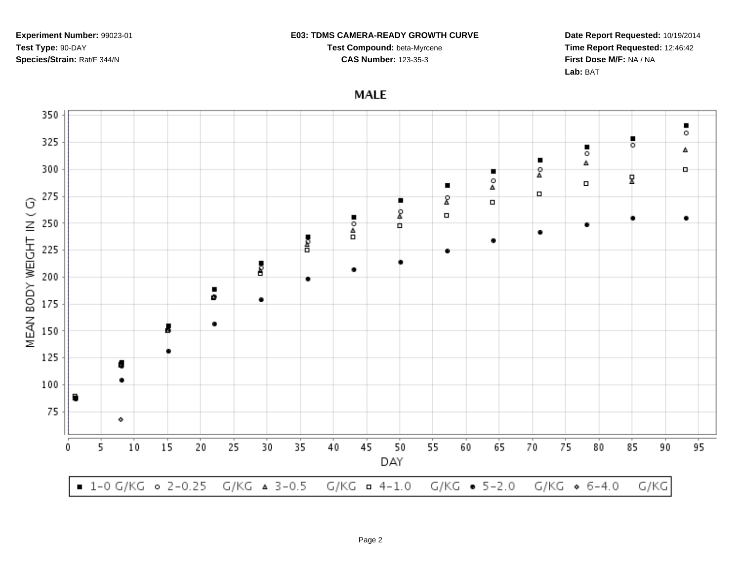**Experiment Number:** 99023-01
**Test Type:** 90-DAY
**Species/Strain:** Rat/F 344/N

**E03: TDMS CAMERA-READY GROWTH CURVE**
**Test Compound:** beta-Myrcene
**CAS Number:** 123-35-3

**Date Report Requested:** 10/19/2014
**Time Report Requested:** 12:46:42
**First Dose M/F:** NA / NA
**Lab:** BAT

## MALE

MEAN BODY WEIGHT IN ( G)

350, 325, 300, 275, 250, 225, 200, 175, 150, 125, 100, 75

DAY

0, 5, 10, 15, 20, 25, 30, 35, 40, 45, 50, 55, 60, 65, 70, 75, 80, 85, 90, 95

■ 1-0 G/KG ○ 2-0.25 G/KG △ 3-0.5 G/KG □ 4-1.0 G/KG ● 5-2.0 G/KG ◇ 6-4.0 G/KG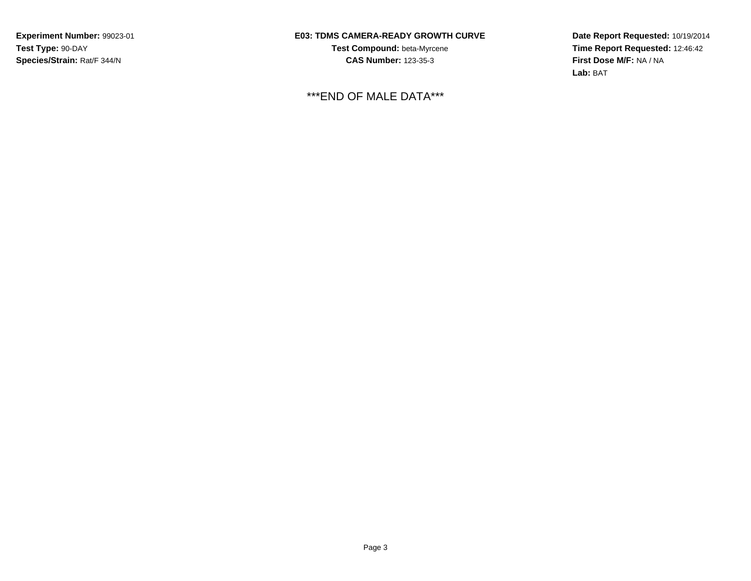***END OF MALE DATA***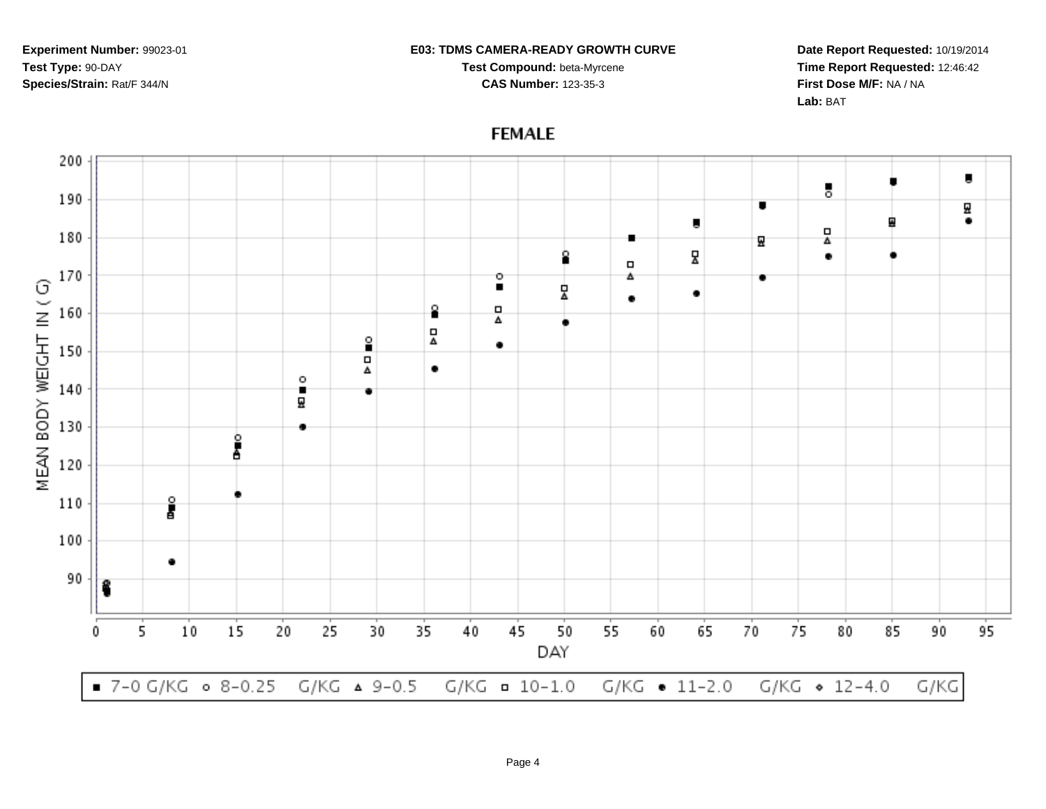**Experiment Number:** 99023-01
**Test Type:** 90-DAY
**Species/Strain:** Rat/F 344/N

**E03: TDMS CAMERA-READY GROWTH CURVE**
**Test Compound:** beta-Myrcene
**CAS Number:** 123-35-3

**Date Report Requested:** 10/19/2014
**Time Report Requested:** 12:46:42
**First Dose M/F:** NA / NA
**Lab:** BAT

## FEMALE

MEAN BODY WEIGHT IN ( G)

DAY

■ 7-0 G/KG ○ 8-0.25 G/KG △ 9-0.5 G/KG □ 10-1.0 G/KG ● 11-2.0 G/KG ◇ 12-4.0 G/KG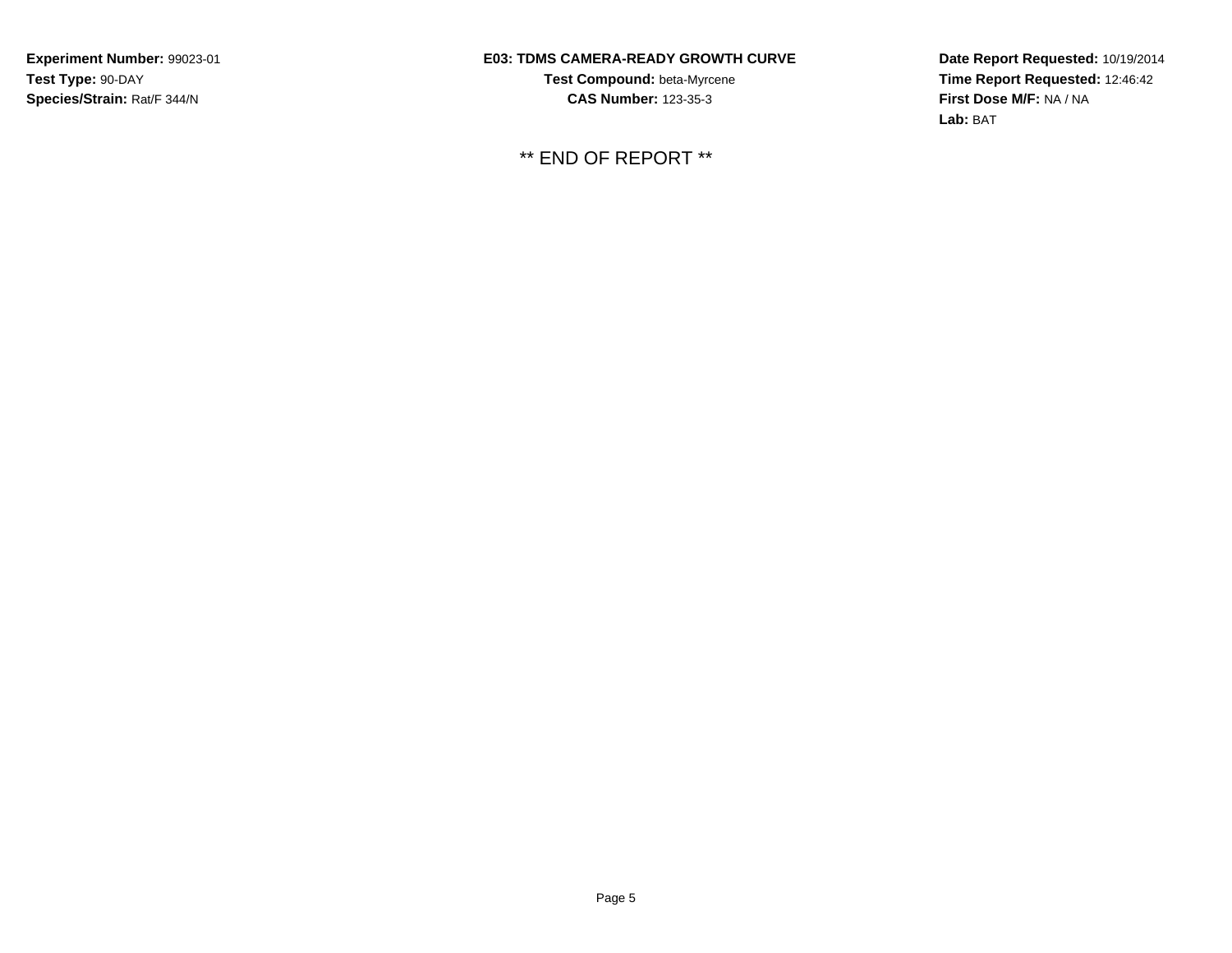**Experiment Number:** 99023-01
**Test Type:** 90-DAY
**Species/Strain:** Rat/F 344/N

**E03: TDMS CAMERA-READY GROWTH CURVE**
**Test Compound:** beta-Myrcene
**CAS Number:** 123-35-3

**Date Report Requested:** 10/19/2014
**Time Report Requested:** 12:46:42
**First Dose M/F:** NA / NA
**Lab:** BAT

** END OF REPORT **